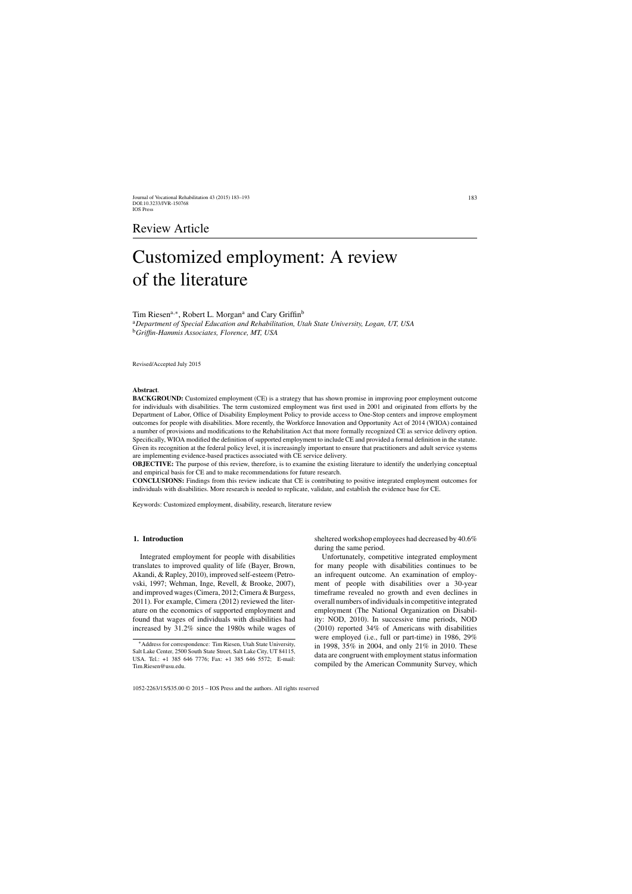Review Article

# Customized employment: A review of the literature

Tim Riesen[a,*], Robert L. Morgan[a] and Cary Griffin[b]

[a] *Department of Special Education and Rehabilitation, Utah State University, Logan, UT, USA*
[b] *Griffin-Hammis Associates, Florence, MT, USA*

Revised/Accepted July 2015

**Abstract**.

**BACKGROUND:** Customized employment (CE) is a strategy that has shown promise in improving poor employment outcome for individuals with disabilities. The term customized employment was first used in 2001 and originated from efforts by the Department of Labor, Office of Disability Employment Policy to provide access to One-Stop centers and improve employment outcomes for people with disabilities. More recently, the Workforce Innovation and Opportunity Act of 2014 (WIOA) contained a number of provisions and modifications to the Rehabilitation Act that more formally recognized CE as service delivery option. Specifically, WIOA modified the definition of supported employment to include CE and provided a formal definition in the statute. Given its recognition at the federal policy level, it is increasingly important to ensure that practitioners and adult service systems are implementing evidence-based practices associated with CE service delivery.

**OBJECTIVE:** The purpose of this review, therefore, is to examine the existing literature to identify the underlying conceptual and empirical basis for CE and to make recommendations for future research.

**CONCLUSIONS:** Findings from this review indicate that CE is contributing to positive integrated employment outcomes for individuals with disabilities. More research is needed to replicate, validate, and establish the evidence base for CE.

Keywords: Customized employment, disability, research, literature review

## 1. Introduction

Integrated employment for people with disabilities translates to improved quality of life (Bayer, Brown, Akandi, & Rapley, 2010), improved self-esteem (Petrovski, 1997; Wehman, Inge, Revell, & Brooke, 2007), and improved wages (Cimera, 2012; Cimera & Burgess, 2011). For example, Cimera (2012) reviewed the literature on the economics of supported employment and found that wages of individuals with disabilities had increased by 31.2% since the 1980s while wages of sheltered workshop employees had decreased by 40.6% during the same period.

Unfortunately, competitive integrated employment for many people with disabilities continues to be an infrequent outcome. An examination of employment of people with disabilities over a 30-year timeframe revealed no growth and even declines in overall numbers of individuals in competitive integrated employment (The National Organization on Disability: NOD, 2010). In successive time periods, NOD (2010) reported 34% of Americans with disabilities were employed (i.e., full or part-time) in 1986, 29% in 1998, 35% in 2004, and only 21% in 2010. These data are congruent with employment status information compiled by the American Community Survey, which

*Address for correspondence: Tim Riesen, Utah State University, Salt Lake Center, 2500 South State Street, Salt Lake City, UT 84115, USA. Tel.: +1 385 646 7776; Fax: +1 385 646 5572; E-mail: Tim.Riesen@usu.edu.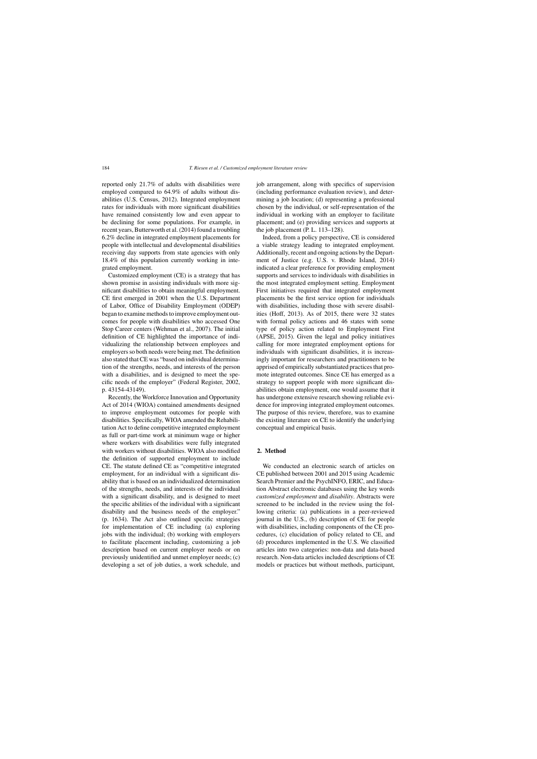reported only 21.7% of adults with disabilities were employed compared to 64.9% of adults without disabilities (U.S. Census, 2012). Integrated employment rates for individuals with more significant disabilities have remained consistently low and even appear to be declining for some populations. For example, in recent years, Butterworth et al. (2014) found a troubling 6.2% decline in integrated employment placements for people with intellectual and developmental disabilities receiving day supports from state agencies with only 18.4% of this population currently working in integrated employment.

Customized employment (CE) is a strategy that has shown promise in assisting individuals with more significant disabilities to obtain meaningful employment. CE first emerged in 2001 when the U.S. Department of Labor, Office of Disability Employment (ODEP) began to examine methods to improve employment outcomes for people with disabilities who accessed One Stop Career centers (Wehman et al., 2007). The initial definition of CE highlighted the importance of individualizing the relationship between employees and employers so both needs were being met. The definition also stated that CE was "based on individual determination of the strengths, needs, and interests of the person with a disabilities, and is designed to meet the specific needs of the employer" (Federal Register, 2002, p. 43154-43149).

Recently, the Workforce Innovation and Opportunity Act of 2014 (WIOA) contained amendments designed to improve employment outcomes for people with disabilities. Specifically, WIOA amended the Rehabilitation Act to define competitive integrated employment as full or part-time work at minimum wage or higher where workers with disabilities were fully integrated with workers without disabilities. WIOA also modified the definition of supported employment to include CE. The statute defined CE as "competitive integrated employment, for an individual with a significant disability that is based on an individualized determination of the strengths, needs, and interests of the individual with a significant disability, and is designed to meet the specific abilities of the individual with a significant disability and the business needs of the employer." (p. 1634). The Act also outlined specific strategies for implementation of CE including (a) exploring jobs with the individual; (b) working with employers to facilitate placement including, customizing a job description based on current employer needs or on previously unidentified and unmet employer needs; (c) developing a set of job duties, a work schedule, and job arrangement, along with specifics of supervision (including performance evaluation review), and determining a job location; (d) representing a professional chosen by the individual, or self-representation of the individual in working with an employer to facilitate placement; and (e) providing services and supports at the job placement (P. L. 113–128).

Indeed, from a policy perspective, CE is considered a viable strategy leading to integrated employment. Additionally, recent and ongoing actions by the Department of Justice (e.g. U.S. v. Rhode Island, 2014) indicated a clear preference for providing employment supports and services to individuals with disabilities in the most integrated employment setting. Employment First initiatives required that integrated employment placements be the first service option for individuals with disabilities, including those with severe disabilities (Hoff, 2013). As of 2015, there were 32 states with formal policy actions and 46 states with some type of policy action related to Employment First (APSE, 2015). Given the legal and policy initiatives calling for more integrated employment options for individuals with significant disabilities, it is increasingly important for researchers and practitioners to be apprised of empirically substantiated practices that promote integrated outcomes. Since CE has emerged as a strategy to support people with more significant disabilities obtain employment, one would assume that it has undergone extensive research showing reliable evidence for improving integrated employment outcomes. The purpose of this review, therefore, was to examine the existing literature on CE to identify the underlying conceptual and empirical basis.

## 2. Method

We conducted an electronic search of articles on CE published between 2001 and 2015 using Academic Search Premier and the PsychINFO, ERIC, and Education Abstract electronic databases using the key words *customized employment* and *disability*. Abstracts were screened to be included in the review using the following criteria: (a) publications in a peer-reviewed journal in the U.S., (b) description of CE for people with disabilities, including components of the CE procedures, (c) elucidation of policy related to CE, and (d) procedures implemented in the U.S. We classified articles into two categories: non-data and data-based research. Non-data articles included descriptions of CE models or practices but without methods, participant,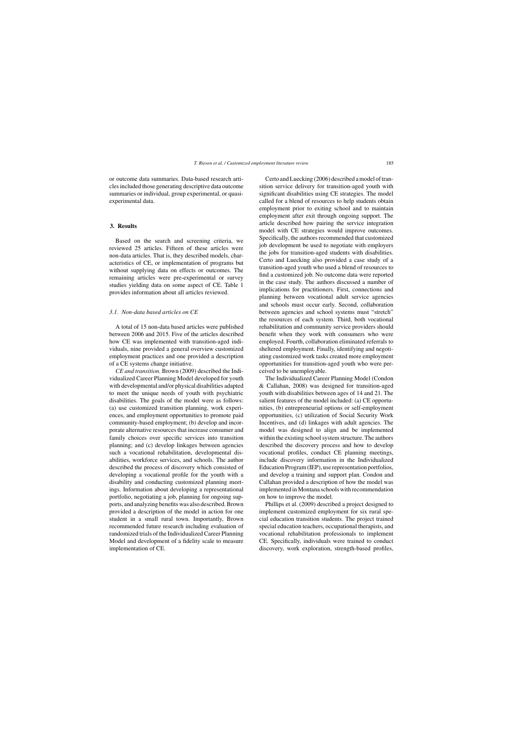or outcome data summaries. Data-based research articles included those generating descriptive data outcome summaries or individual, group experimental, or quasi-experimental data.

## 3. Results

Based on the search and screening criteria, we reviewed 25 articles. Fifteen of these articles were non-data articles. That is, they described models, characteristics of CE, or implementation of programs but without supplying data on effects or outcomes. The remaining articles were pre-experimental or survey studies yielding data on some aspect of CE. Table 1 provides information about all articles reviewed.

### *3.1. Non-data based articles on CE*

A total of 15 non-data based articles were published between 2006 and 2015. Five of the articles described how CE was implemented with transition-aged individuals, nine provided a general overview customized employment practices and one provided a description of a CE systems change initiative.

*CE and transition.* Brown (2009) described the Individualized Career Planning Model developed for youth with developmental and/or physical disabilities adapted to meet the unique needs of youth with psychiatric disabilities. The goals of the model were as follows: (a) use customized transition planning, work experiences, and employment opportunities to promote paid community-based employment; (b) develop and incorporate alternative resources that increase consumer and family choices over specific services into transition planning; and (c) develop linkages between agencies such a vocational rehabilitation, developmental disabilities, workforce services, and schools. The author described the process of discovery which consisted of developing a vocational profile for the youth with a disability and conducting customized planning meetings. Information about developing a representational portfolio, negotiating a job, planning for ongoing supports, and analyzing benefits was also described. Brown provided a description of the model in action for one student in a small rural town. Importantly, Brown recommended future research including evaluation of randomized trials of the Individualized Career Planning Model and development of a fidelity scale to measure implementation of CE.

Certo and Luecking (2006) described a model of transition service delivery for transition-aged youth with significant disabilities using CE strategies. The model called for a blend of resources to help students obtain employment prior to exiting school and to maintain employment after exit through ongoing support. The article described how pairing the service integration model with CE strategies would improve outcomes. Specifically, the authors recommended that customized job development be used to negotiate with employers the jobs for transition-aged students with disabilities. Certo and Luecking also provided a case study of a transition-aged youth who used a blend of resources to find a customized job. No outcome data were reported in the case study. The authors discussed a number of implications for practitioners. First, connections and planning between vocational adult service agencies and schools must occur early. Second, collaboration between agencies and school systems must "stretch" the resources of each system. Third, both vocational rehabilitation and community service providers should benefit when they work with consumers who were employed. Fourth, collaboration eliminated referrals to sheltered employment. Finally, identifying and negotiating customized work tasks created more employment opportunities for transition-aged youth who were perceived to be unemployable.

The Individualized Career Planning Model (Condon & Callahan, 2008) was designed for transition-aged youth with disabilities between ages of 14 and 21. The salient features of the model included: (a) CE opportunities, (b) entrepreneurial options or self-employment opportunities, (c) utilization of Social Security Work Incentives, and (d) linkages with adult agencies. The model was designed to align and be implemented within the existing school system structure. The authors described the discovery process and how to develop vocational profiles, conduct CE planning meetings, include discovery information in the Individualized Education Program (IEP), use representation portfolios, and develop a training and support plan. Condon and Callahan provided a description of how the model was implemented in Montana schools with recommendation on how to improve the model.

Phillips et al. (2009) described a project designed to implement customized employment for six rural special education transition students. The project trained special education teachers, occupational therapists, and vocational rehabilitation professionals to implement CE. Specifically, individuals were trained to conduct discovery, work exploration, strength-based profiles,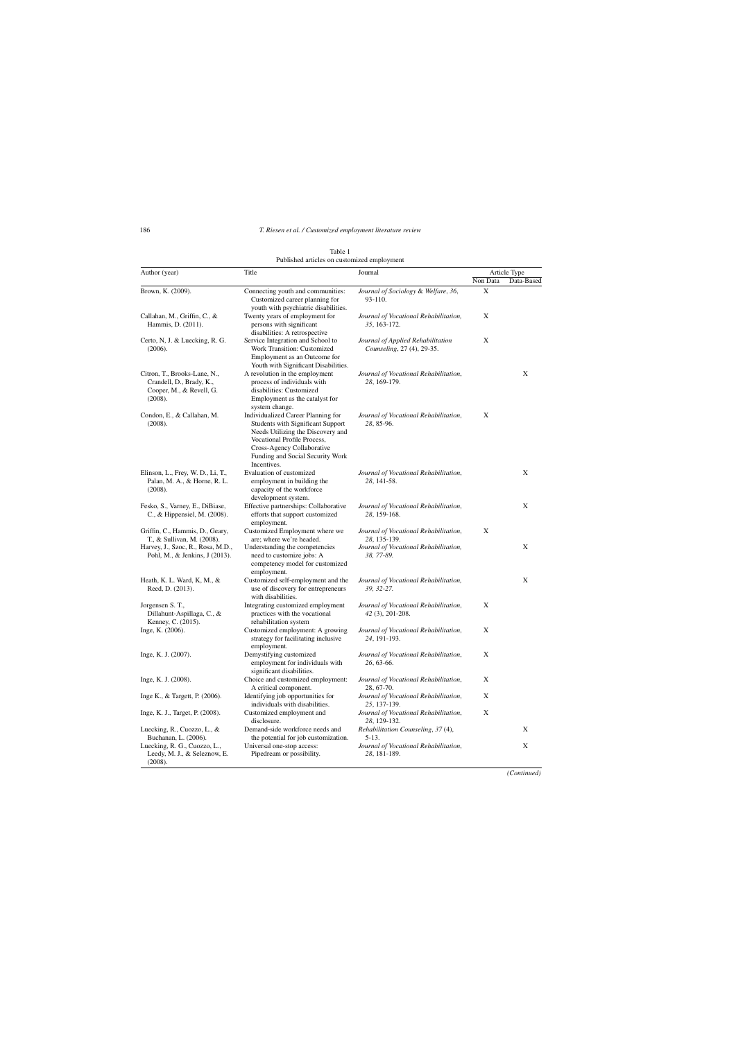Table 1
Published articles on customized employment

| Author (year) | Title | Journal | Article Type | |
|---|---|---|---|---|
| | | | Non Data | Data-Based |
| Brown, K. (2009). | Connecting youth and communities: Customized career planning for youth with psychiatric disabilities. | *Journal of Sociology & Welfare, 36*, 93-110. | X | |
| Callahan, M., Griffin, C., & Hammis, D. (2011). | Twenty years of employment for persons with significant disabilities: A retrospective | *Journal of Vocational Rehabilitation, 35*, 163-172. | X | |
| Certo, N, J. & Luecking, R. G. (2006). | Service Integration and School to Work Transition: Customized Employment as an Outcome for Youth with Significant Disabilities. | *Journal of Applied Rehabilitation Counseling*, 27 (4), 29-35. | X | |
| Citron, T., Brooks-Lane, N., Crandell, D., Brady, K., Cooper, M., & Revell, G. (2008). | A revolution in the employment process of individuals with disabilities: Customized Employment as the catalyst for system change. | *Journal of Vocational Rehabilitation, 28*, 169-179. | | X |
| Condon, E., & Callahan, M. (2008). | Individualized Career Planning for Students with Significant Support Needs Utilizing the Discovery and Vocational Profile Process, Cross-Agency Collaborative Funding and Social Security Work Incentives. | *Journal of Vocational Rehabilitation, 28*, 85-96. | X | |
| Elinson, L., Frey, W. D., Li, T., Palan, M. A., & Horne, R. L. (2008). | Evaluation of customized employment in building the capacity of the workforce development system. | *Journal of Vocational Rehabilitation, 28*, 141-58. | | X |
| Fesko, S., Varney, E., DiBiase, C., & Hippensiel, M. (2008). | Effective partnerships: Collaborative efforts that support customized employment. | *Journal of Vocational Rehabilitation, 28*, 159-168. | | X |
| Griffin, C., Hammis, D., Geary, T., & Sullivan, M. (2008). | Customized Employment where we are; where we're headed. | *Journal of Vocational Rehabilitation, 28*, 135-139. | X | |
| Harvey, J., Szoc, R., Rosa, M.D., Pohl, M., & Jenkins, J (2013). | Understanding the competencies need to customize jobs: A competency model for customized employment. | *Journal of Vocational Rehabilitation, 38, 77-89.* | | X |
| Heath, K. L. Ward, K, M., & Reed, D. (2013). | Customized self-employment and the use of discovery for entrepreneurs with disabilities. | *Journal of Vocational Rehabilitation, 39, 32-27.* | | X |
| Jorgensen S. T., Dillahunt-Aspillaga, C., & Kenney, C. (2015). | Integrating customized employment practices with the vocational rehabilitation system | *Journal of Vocational Rehabilitation, 42* (3), 201-208. | X | |
| Inge, K. (2006). | Customized employment: A growing strategy for facilitating inclusive employment. | *Journal of Vocational Rehabilitation, 24*, 191-193. | X | |
| Inge, K. J. (2007). | Demystifying customized employment for individuals with significant disabilities. | *Journal of Vocational Rehabilitation, 26*, 63-66. | X | |
| Inge, K. J. (2008). | Choice and customized employment: A critical component. | *Journal of Vocational Rehabilitation,* 28, 67-70. | X | |
| Inge K., & Targett, P. (2006). | Identifying job opportunities for individuals with disabilities. | *Journal of Vocational Rehabilitation, 25*, 137-139. | X | |
| Inge, K. J., Target, P. (2008). | Customized employment and disclosure. | *Journal of Vocational Rehabilitation, 28*, 129-132. | X | |
| Luecking, R., Cuozzo, L., & Buchanan, L. (2006). | Demand-side workforce needs and the potential for job customization. | *Rehabilitation Counseling, 37* (4), 5-13. | | X |
| Luecking, R. G., Cuozzo, L., Leedy, M. J., & Seleznow, E. (2008). | Universal one-stop access: Pipedream or possibility. | *Journal of Vocational Rehabilitation, 28*, 181-189. | | X |

*(Continued)*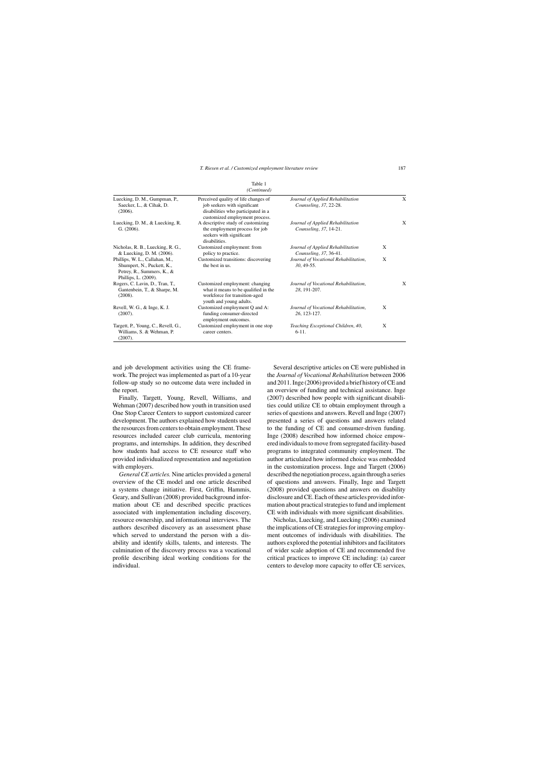Table 1
*(Continued)*

| | | | | |
|---|---|---|---|---|
| Luecking, D. M., Gumpman, P., Saecker, L., & Cihak, D. (2006). | Perceived quality of life changes of job seekers with significant disabilities who participated in a customized employment process. | *Journal of Applied Rehabilitation Counseling*, *37*, 22-28. | | X |
| Luecking, D. M., & Luecking, R. G. (2006). | A descriptive study of customizing the employment process for job seekers with significant disabilities. | *Journal of Applied Rehabilitation Counseling*, *37*, 14-21. | | X |
| Nicholas, R. B., Luecking, R. G., & Luecking, D. M. (2006). | Customized employment: from policy to practice. | *Journal of Applied Rehabilitation Counseling*, *37*, 36-41. | X | |
| Phillips, W. L., Callahan, M., Shumpert, N., Puckett, K., Petrey, R., Summers, K., & Phillips, L. (2009). | Customized transitions: discovering the best in us. | *Journal of Vocational Rehabilitation*, *30*, 49-55. | X | |
| Rogers, C. Lavin, D., Tran, T., Gantenbein, T., & Sharpe, M. (2008). | Customized employment: changing what it means to be qualified in the workforce for transition-aged youth and young adults. | *Journal of Vocational Rehabilitation*, *28*, 191-207. | | X |
| Revell, W. G., & Inge, K. J. (2007). | Customized employment Q and A: funding consumer-directed employment outcomes. | *Journal of Vocational Rehabilitation*, *26*, 123-127. | X | |
| Targett, P., Young, C., Revell, G., Williams, S. & Wehman, P. (2007). | Customized employment in one stop career centers. | *Teaching Exceptional Children*, *40*, 6-11. | X | |

and job development activities using the CE framework. The project was implemented as part of a 10-year follow-up study so no outcome data were included in the report.

Finally, Targett, Young, Revell, Williams, and Wehman (2007) described how youth in transition used One Stop Career Centers to support customized career development. The authors explained how students used the resources from centers to obtain employment. These resources included career club curricula, mentoring programs, and internships. In addition, they described how students had access to CE resource staff who provided individualized representation and negotiation with employers.

*General CE articles.* Nine articles provided a general overview of the CE model and one article described a systems change initiative. First, Griffin, Hammis, Geary, and Sullivan (2008) provided background information about CE and described specific practices associated with implementation including discovery, resource ownership, and informational interviews. The authors described discovery as an assessment phase which served to understand the person with a disability and identify skills, talents, and interests. The culmination of the discovery process was a vocational profile describing ideal working conditions for the individual.

Several descriptive articles on CE were published in the *Journal of Vocational Rehabilitation* between 2006 and 2011. Inge (2006) provided a brief history of CE and an overview of funding and technical assistance. Inge (2007) described how people with significant disabilities could utilize CE to obtain employment through a series of questions and answers. Revell and Inge (2007) presented a series of questions and answers related to the funding of CE and consumer-driven funding. Inge (2008) described how informed choice empowered individuals to move from segregated facility-based programs to integrated community employment. The author articulated how informed choice was embedded in the customization process. Inge and Targett (2006) described the negotiation process, again through a series of questions and answers. Finally, Inge and Targett (2008) provided questions and answers on disability disclosure and CE. Each of these articles provided information about practical strategies to fund and implement CE with individuals with more significant disabilities.

Nicholas, Luecking, and Luecking (2006) examined the implications of CE strategies for improving employment outcomes of individuals with disabilities. The authors explored the potential inhibitors and facilitators of wider scale adoption of CE and recommended five critical practices to improve CE including: (a) career centers to develop more capacity to offer CE services,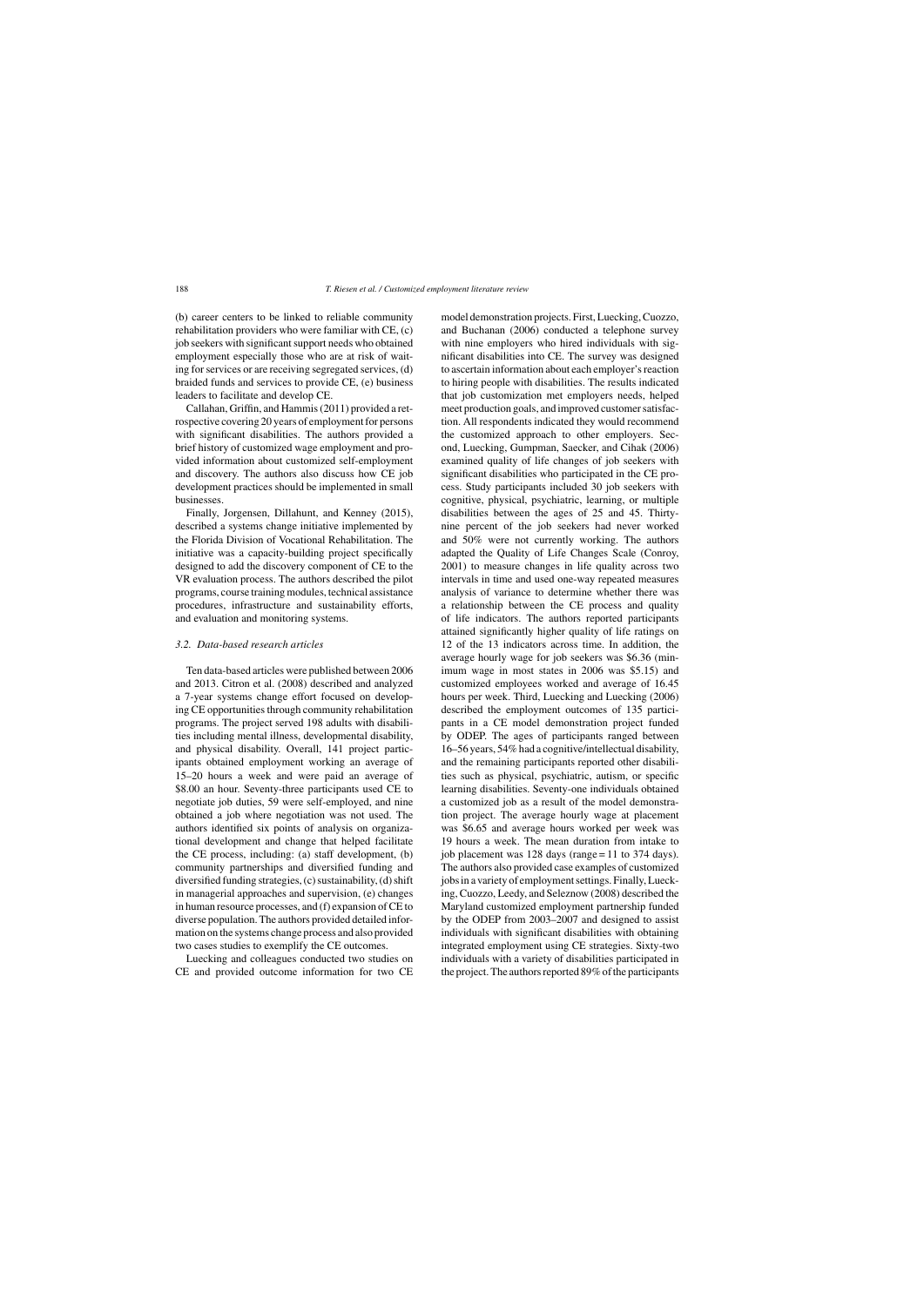(b) career centers to be linked to reliable community rehabilitation providers who were familiar with CE, (c) job seekers with significant support needs who obtained employment especially those who are at risk of waiting for services or are receiving segregated services, (d) braided funds and services to provide CE, (e) business leaders to facilitate and develop CE.

Callahan, Griffin, and Hammis (2011) provided a retrospective covering 20 years of employment for persons with significant disabilities. The authors provided a brief history of customized wage employment and provided information about customized self-employment and discovery. The authors also discuss how CE job development practices should be implemented in small businesses.

Finally, Jorgensen, Dillahunt, and Kenney (2015), described a systems change initiative implemented by the Florida Division of Vocational Rehabilitation. The initiative was a capacity-building project specifically designed to add the discovery component of CE to the VR evaluation process. The authors described the pilot programs, course training modules, technical assistance procedures, infrastructure and sustainability efforts, and evaluation and monitoring systems.

### *3.2. Data-based research articles*

Ten data-based articles were published between 2006 and 2013. Citron et al. (2008) described and analyzed a 7-year systems change effort focused on developing CE opportunities through community rehabilitation programs. The project served 198 adults with disabilities including mental illness, developmental disability, and physical disability. Overall, 141 project participants obtained employment working an average of 15–20 hours a week and were paid an average of $8.00 an hour. Seventy-three participants used CE to negotiate job duties, 59 were self-employed, and nine obtained a job where negotiation was not used. The authors identified six points of analysis on organizational development and change that helped facilitate the CE process, including: (a) staff development, (b) community partnerships and diversified funding and diversified funding strategies, (c) sustainability, (d) shift in managerial approaches and supervision, (e) changes in human resource processes, and (f) expansion of CE to diverse population. The authors provided detailed information on the systems change process and also provided two cases studies to exemplify the CE outcomes.

Luecking and colleagues conducted two studies on CE and provided outcome information for two CE model demonstration projects. First, Luecking, Cuozzo, and Buchanan (2006) conducted a telephone survey with nine employers who hired individuals with significant disabilities into CE. The survey was designed to ascertain information about each employer's reaction to hiring people with disabilities. The results indicated that job customization met employers needs, helped meet production goals, and improved customer satisfaction. All respondents indicated they would recommend the customized approach to other employers. Second, Luecking, Gumpman, Saecker, and Cihak (2006) examined quality of life changes of job seekers with significant disabilities who participated in the CE process. Study participants included 30 job seekers with cognitive, physical, psychiatric, learning, or multiple disabilities between the ages of 25 and 45. Thirty-nine percent of the job seekers had never worked and 50% were not currently working. The authors adapted the Quality of Life Changes Scale (Conroy, 2001) to measure changes in life quality across two intervals in time and used one-way repeated measures analysis of variance to determine whether there was a relationship between the CE process and quality of life indicators. The authors reported participants attained significantly higher quality of life ratings on 12 of the 13 indicators across time. In addition, the average hourly wage for job seekers was $6.36 (minimum wage in most states in 2006 was $5.15) and customized employees worked and average of 16.45 hours per week. Third, Luecking and Luecking (2006) described the employment outcomes of 135 participants in a CE model demonstration project funded by ODEP. The ages of participants ranged between 16–56 years, 54% had a cognitive/intellectual disability, and the remaining participants reported other disabilities such as physical, psychiatric, autism, or specific learning disabilities. Seventy-one individuals obtained a customized job as a result of the model demonstration project. The average hourly wage at placement was $6.65 and average hours worked per week was 19 hours a week. The mean duration from intake to job placement was 128 days (range = 11 to 374 days). The authors also provided case examples of customized jobs in a variety of employment settings. Finally, Luecking, Cuozzo, Leedy, and Seleznow (2008) described the Maryland customized employment partnership funded by the ODEP from 2003–2007 and designed to assist individuals with significant disabilities with obtaining integrated employment using CE strategies. Sixty-two individuals with a variety of disabilities participated in the project. The authors reported 89% of the participants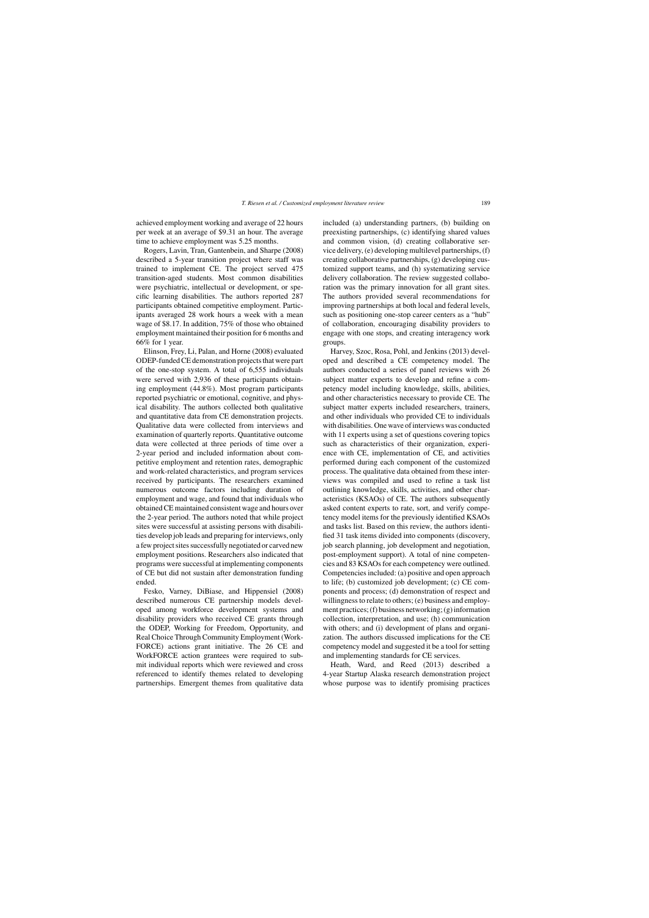achieved employment working and average of 22 hours per week at an average of $9.31 an hour. The average time to achieve employment was 5.25 months.

Rogers, Lavin, Tran, Gantenbein, and Sharpe (2008) described a 5-year transition project where staff was trained to implement CE. The project served 475 transition-aged students. Most common disabilities were psychiatric, intellectual or development, or specific learning disabilities. The authors reported 287 participants obtained competitive employment. Participants averaged 28 work hours a week with a mean wage of $8.17. In addition, 75% of those who obtained employment maintained their position for 6 months and 66% for 1 year.

Elinson, Frey, Li, Palan, and Horne (2008) evaluated ODEP-funded CE demonstration projects that were part of the one-stop system. A total of 6,555 individuals were served with 2,936 of these participants obtaining employment (44.8%). Most program participants reported psychiatric or emotional, cognitive, and physical disability. The authors collected both qualitative and quantitative data from CE demonstration projects. Qualitative data were collected from interviews and examination of quarterly reports. Quantitative outcome data were collected at three periods of time over a 2-year period and included information about competitive employment and retention rates, demographic and work-related characteristics, and program services received by participants. The researchers examined numerous outcome factors including duration of employment and wage, and found that individuals who obtained CE maintained consistent wage and hours over the 2-year period. The authors noted that while project sites were successful at assisting persons with disabilities develop job leads and preparing for interviews, only a few project sites successfully negotiated or carved new employment positions. Researchers also indicated that programs were successful at implementing components of CE but did not sustain after demonstration funding ended.

Fesko, Varney, DiBiase, and Hippensiel (2008) described numerous CE partnership models developed among workforce development systems and disability providers who received CE grants through the ODEP, Working for Freedom, Opportunity, and Real Choice Through Community Employment (WorkFORCE) actions grant initiative. The 26 CE and WorkFORCE action grantees were required to submit individual reports which were reviewed and cross referenced to identify themes related to developing partnerships. Emergent themes from qualitative data included (a) understanding partners, (b) building on preexisting partnerships, (c) identifying shared values and common vision, (d) creating collaborative service delivery, (e) developing multilevel partnerships, (f) creating collaborative partnerships, (g) developing customized support teams, and (h) systematizing service delivery collaboration. The review suggested collaboration was the primary innovation for all grant sites. The authors provided several recommendations for improving partnerships at both local and federal levels, such as positioning one-stop career centers as a "hub" of collaboration, encouraging disability providers to engage with one stops, and creating interagency work groups.

Harvey, Szoc, Rosa, Pohl, and Jenkins (2013) developed and described a CE competency model. The authors conducted a series of panel reviews with 26 subject matter experts to develop and refine a competency model including knowledge, skills, abilities, and other characteristics necessary to provide CE. The subject matter experts included researchers, trainers, and other individuals who provided CE to individuals with disabilities. One wave of interviews was conducted with 11 experts using a set of questions covering topics such as characteristics of their organization, experience with CE, implementation of CE, and activities performed during each component of the customized process. The qualitative data obtained from these interviews was compiled and used to refine a task list outlining knowledge, skills, activities, and other characteristics (KSAOs) of CE. The authors subsequently asked content experts to rate, sort, and verify competency model items for the previously identified KSAOs and tasks list. Based on this review, the authors identified 31 task items divided into components (discovery, job search planning, job development and negotiation, post-employment support). A total of nine competencies and 83 KSAOs for each competency were outlined. Competencies included: (a) positive and open approach to life; (b) customized job development; (c) CE components and process; (d) demonstration of respect and willingness to relate to others; (e) business and employment practices; (f) business networking; (g) information collection, interpretation, and use; (h) communication with others; and (i) development of plans and organization. The authors discussed implications for the CE competency model and suggested it be a tool for setting and implementing standards for CE services.

Heath, Ward, and Reed (2013) described a 4-year Startup Alaska research demonstration project whose purpose was to identify promising practices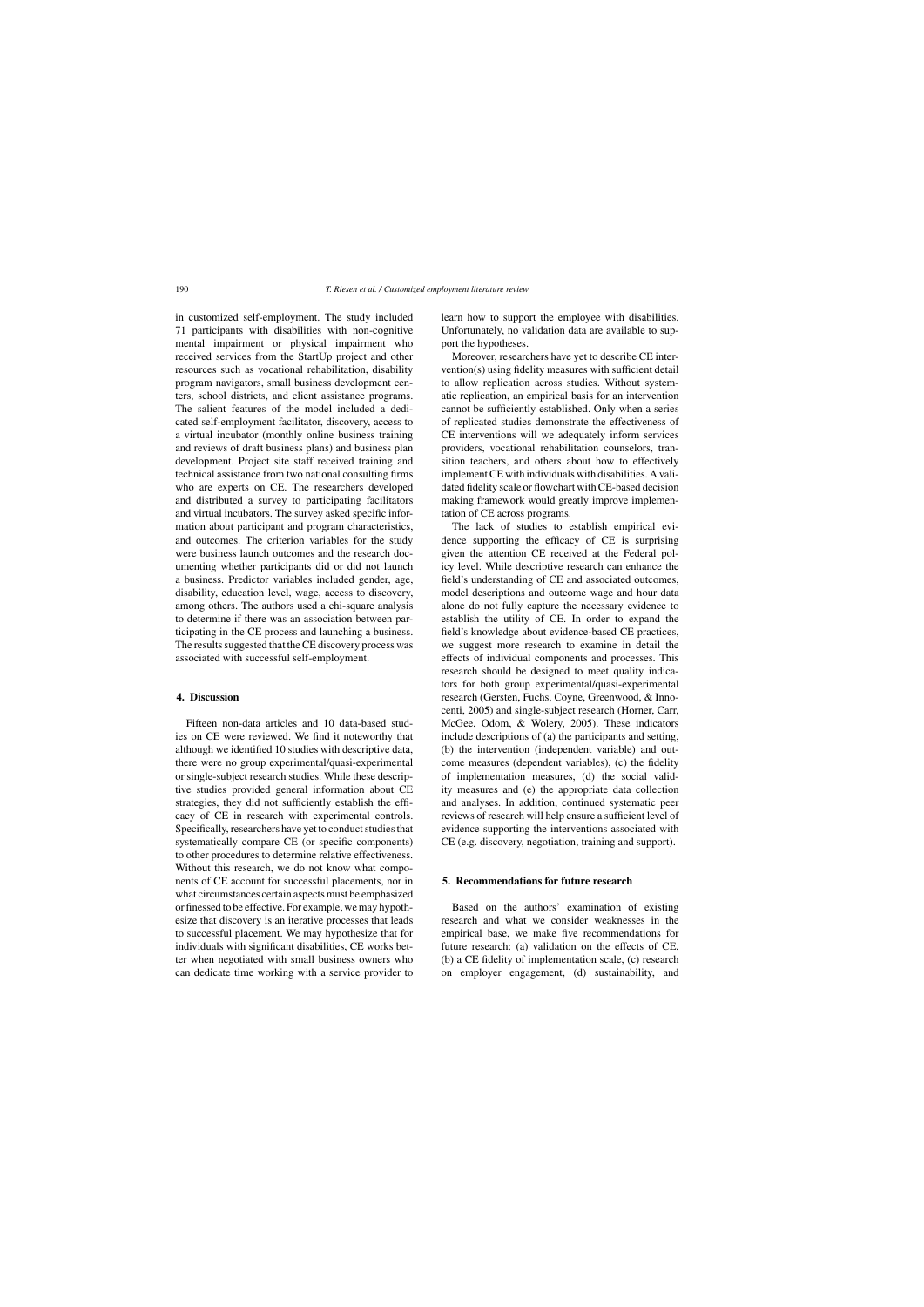in customized self-employment. The study included 71 participants with disabilities with non-cognitive mental impairment or physical impairment who received services from the StartUp project and other resources such as vocational rehabilitation, disability program navigators, small business development centers, school districts, and client assistance programs. The salient features of the model included a dedicated self-employment facilitator, discovery, access to a virtual incubator (monthly online business training and reviews of draft business plans) and business plan development. Project site staff received training and technical assistance from two national consulting firms who are experts on CE. The researchers developed and distributed a survey to participating facilitators and virtual incubators. The survey asked specific information about participant and program characteristics, and outcomes. The criterion variables for the study were business launch outcomes and the research documenting whether participants did or did not launch a business. Predictor variables included gender, age, disability, education level, wage, access to discovery, among others. The authors used a chi-square analysis to determine if there was an association between participating in the CE process and launching a business. The results suggested that the CE discovery process was associated with successful self-employment.

## 4. Discussion

Fifteen non-data articles and 10 data-based studies on CE were reviewed. We find it noteworthy that although we identified 10 studies with descriptive data, there were no group experimental/quasi-experimental or single-subject research studies. While these descriptive studies provided general information about CE strategies, they did not sufficiently establish the efficacy of CE in research with experimental controls. Specifically, researchers have yet to conduct studies that systematically compare CE (or specific components) to other procedures to determine relative effectiveness. Without this research, we do not know what components of CE account for successful placements, nor in what circumstances certain aspects must be emphasized or finessed to be effective. For example, we may hypothesize that discovery is an iterative processes that leads to successful placement. We may hypothesize that for individuals with significant disabilities, CE works better when negotiated with small business owners who can dedicate time working with a service provider to learn how to support the employee with disabilities. Unfortunately, no validation data are available to support the hypotheses.

Moreover, researchers have yet to describe CE intervention(s) using fidelity measures with sufficient detail to allow replication across studies. Without systematic replication, an empirical basis for an intervention cannot be sufficiently established. Only when a series of replicated studies demonstrate the effectiveness of CE interventions will we adequately inform services providers, vocational rehabilitation counselors, transition teachers, and others about how to effectively implement CE with individuals with disabilities. A validated fidelity scale or flowchart with CE-based decision making framework would greatly improve implementation of CE across programs.

The lack of studies to establish empirical evidence supporting the efficacy of CE is surprising given the attention CE received at the Federal policy level. While descriptive research can enhance the field's understanding of CE and associated outcomes, model descriptions and outcome wage and hour data alone do not fully capture the necessary evidence to establish the utility of CE. In order to expand the field's knowledge about evidence-based CE practices, we suggest more research to examine in detail the effects of individual components and processes. This research should be designed to meet quality indicators for both group experimental/quasi-experimental research (Gersten, Fuchs, Coyne, Greenwood, & Innocenti, 2005) and single-subject research (Horner, Carr, McGee, Odom, & Wolery, 2005). These indicators include descriptions of (a) the participants and setting, (b) the intervention (independent variable) and outcome measures (dependent variables), (c) the fidelity of implementation measures, (d) the social validity measures and (e) the appropriate data collection and analyses. In addition, continued systematic peer reviews of research will help ensure a sufficient level of evidence supporting the interventions associated with CE (e.g. discovery, negotiation, training and support).

## 5. Recommendations for future research

Based on the authors' examination of existing research and what we consider weaknesses in the empirical base, we make five recommendations for future research: (a) validation on the effects of CE, (b) a CE fidelity of implementation scale, (c) research on employer engagement, (d) sustainability, and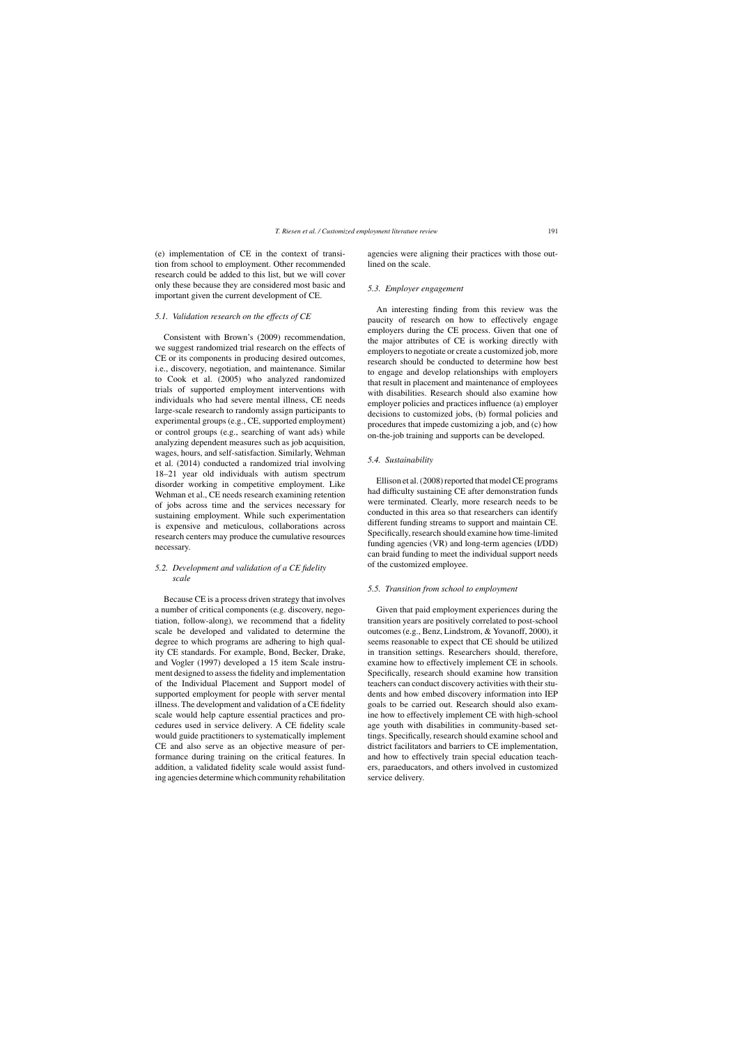(e) implementation of CE in the context of transition from school to employment. Other recommended research could be added to this list, but we will cover only these because they are considered most basic and important given the current development of CE.

### *5.1. Validation research on the effects of CE*

Consistent with Brown's (2009) recommendation, we suggest randomized trial research on the effects of CE or its components in producing desired outcomes, i.e., discovery, negotiation, and maintenance. Similar to Cook et al. (2005) who analyzed randomized trials of supported employment interventions with individuals who had severe mental illness, CE needs large-scale research to randomly assign participants to experimental groups (e.g., CE, supported employment) or control groups (e.g., searching of want ads) while analyzing dependent measures such as job acquisition, wages, hours, and self-satisfaction. Similarly, Wehman et al. (2014) conducted a randomized trial involving 18–21 year old individuals with autism spectrum disorder working in competitive employment. Like Wehman et al., CE needs research examining retention of jobs across time and the services necessary for sustaining employment. While such experimentation is expensive and meticulous, collaborations across research centers may produce the cumulative resources necessary.

### *5.2. Development and validation of a CE fidelity scale*

Because CE is a process driven strategy that involves a number of critical components (e.g. discovery, negotiation, follow-along), we recommend that a fidelity scale be developed and validated to determine the degree to which programs are adhering to high quality CE standards. For example, Bond, Becker, Drake, and Vogler (1997) developed a 15 item Scale instrument designed to assess the fidelity and implementation of the Individual Placement and Support model of supported employment for people with server mental illness. The development and validation of a CE fidelity scale would help capture essential practices and procedures used in service delivery. A CE fidelity scale would guide practitioners to systematically implement CE and also serve as an objective measure of performance during training on the critical features. In addition, a validated fidelity scale would assist funding agencies determine which community rehabilitation agencies were aligning their practices with those outlined on the scale.

### *5.3. Employer engagement*

An interesting finding from this review was the paucity of research on how to effectively engage employers during the CE process. Given that one of the major attributes of CE is working directly with employers to negotiate or create a customized job, more research should be conducted to determine how best to engage and develop relationships with employers that result in placement and maintenance of employees with disabilities. Research should also examine how employer policies and practices influence (a) employer decisions to customized jobs, (b) formal policies and procedures that impede customizing a job, and (c) how on-the-job training and supports can be developed.

### *5.4. Sustainability*

Ellison et al. (2008) reported that model CE programs had difficulty sustaining CE after demonstration funds were terminated. Clearly, more research needs to be conducted in this area so that researchers can identify different funding streams to support and maintain CE. Specifically, research should examine how time-limited funding agencies (VR) and long-term agencies (I/DD) can braid funding to meet the individual support needs of the customized employee.

### *5.5. Transition from school to employment*

Given that paid employment experiences during the transition years are positively correlated to post-school outcomes (e.g., Benz, Lindstrom, & Yovanoff, 2000), it seems reasonable to expect that CE should be utilized in transition settings. Researchers should, therefore, examine how to effectively implement CE in schools. Specifically, research should examine how transition teachers can conduct discovery activities with their students and how embed discovery information into IEP goals to be carried out. Research should also examine how to effectively implement CE with high-school age youth with disabilities in community-based settings. Specifically, research should examine school and district facilitators and barriers to CE implementation, and how to effectively train special education teachers, paraeducators, and others involved in customized service delivery.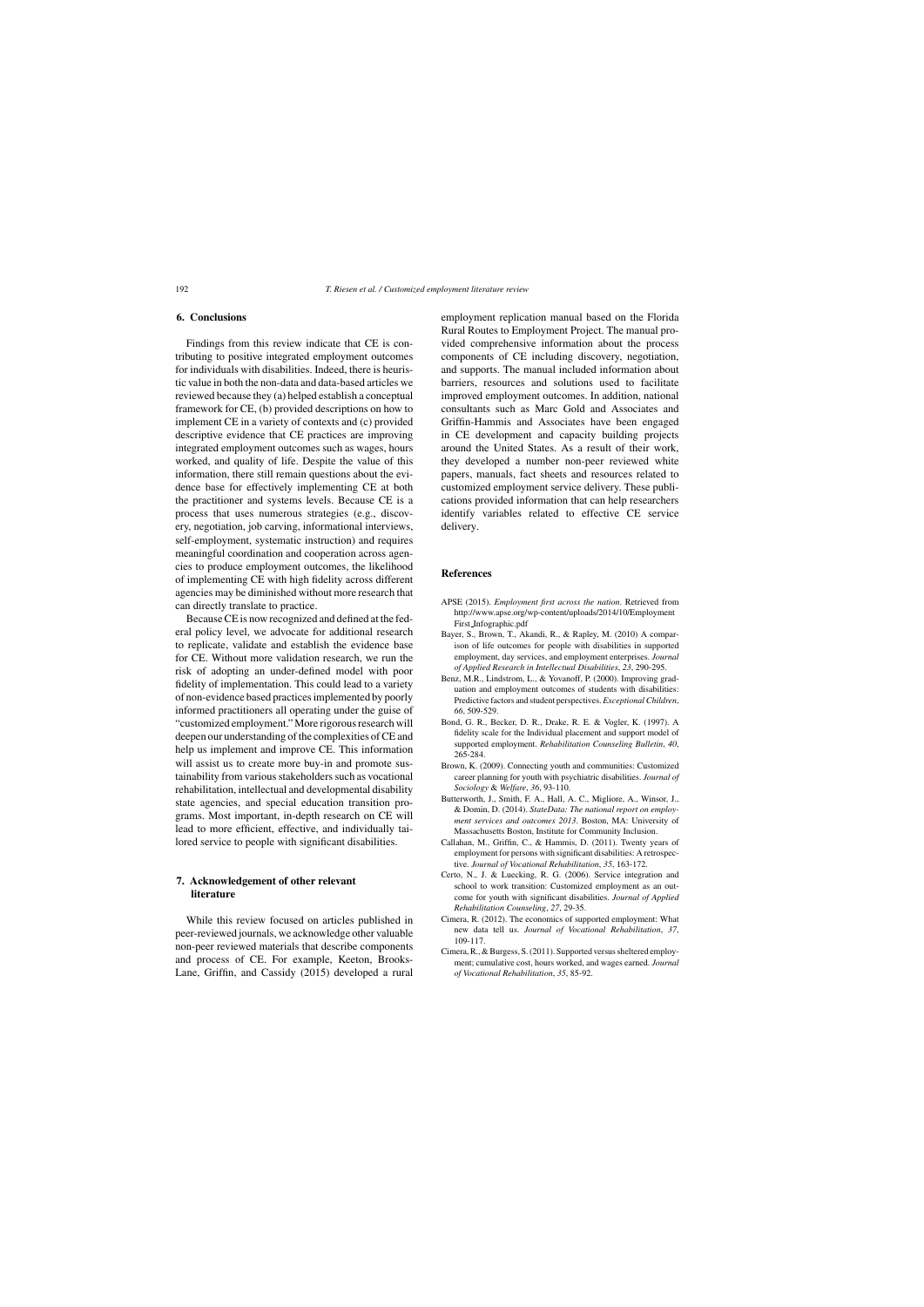## 6. Conclusions

Findings from this review indicate that CE is contributing to positive integrated employment outcomes for individuals with disabilities. Indeed, there is heuristic value in both the non-data and data-based articles we reviewed because they (a) helped establish a conceptual framework for CE, (b) provided descriptions on how to implement CE in a variety of contexts and (c) provided descriptive evidence that CE practices are improving integrated employment outcomes such as wages, hours worked, and quality of life. Despite the value of this information, there still remain questions about the evidence base for effectively implementing CE at both the practitioner and systems levels. Because CE is a process that uses numerous strategies (e.g., discovery, negotiation, job carving, informational interviews, self-employment, systematic instruction) and requires meaningful coordination and cooperation across agencies to produce employment outcomes, the likelihood of implementing CE with high fidelity across different agencies may be diminished without more research that can directly translate to practice.

Because CE is now recognized and defined at the federal policy level, we advocate for additional research to replicate, validate and establish the evidence base for CE. Without more validation research, we run the risk of adopting an under-defined model with poor fidelity of implementation. This could lead to a variety of non-evidence based practices implemented by poorly informed practitioners all operating under the guise of "customized employment." More rigorous research will deepen our understanding of the complexities of CE and help us implement and improve CE. This information will assist us to create more buy-in and promote sustainability from various stakeholders such as vocational rehabilitation, intellectual and developmental disability state agencies, and special education transition programs. Most important, in-depth research on CE will lead to more efficient, effective, and individually tailored service to people with significant disabilities.

## 7. Acknowledgement of other relevant literature

While this review focused on articles published in peer-reviewed journals, we acknowledge other valuable non-peer reviewed materials that describe components and process of CE. For example, Keeton, Brooks-Lane, Griffin, and Cassidy (2015) developed a rural employment replication manual based on the Florida Rural Routes to Employment Project. The manual provided comprehensive information about the process components of CE including discovery, negotiation, and supports. The manual included information about barriers, resources and solutions used to facilitate improved employment outcomes. In addition, national consultants such as Marc Gold and Associates and Griffin-Hammis and Associates have been engaged in CE development and capacity building projects around the United States. As a result of their work, they developed a number non-peer reviewed white papers, manuals, fact sheets and resources related to customized employment service delivery. These publications provided information that can help researchers identify variables related to effective CE service delivery.

## References

APSE (2015). *Employment first across the nation*. Retrieved from http://www.apse.org/wp-content/uploads/2014/10/Employment First_Infographic.pdf

Bayer, S., Brown, T., Akandi, R., & Rapley, M. (2010) A comparison of life outcomes for people with disabilities in supported employment, day services, and employment enterprises. *Journal of Applied Research in Intellectual Disabilities*, *23*, 290-295.

Benz, M.R., Lindstrom, L., & Yovanoff, P. (2000). Improving graduation and employment outcomes of students with disabilities: Predictive factors and student perspectives. *Exceptional Children*, *66*, 509-529.

Bond, G. R., Becker, D. R., Drake, R. E. & Vogler, K. (1997). A fidelity scale for the Individual placement and support model of supported employment. *Rehabilitation Counseling Bulletin*, *40*, 265-284.

Brown, K. (2009). Connecting youth and communities: Customized career planning for youth with psychiatric disabilities. *Journal of Sociology & Welfare*, *36*, 93-110.

Butterworth, J., Smith, F. A., Hall, A. C., Migliore, A., Winsor, J., & Domin, D. (2014). *StateData: The national report on employment services and outcomes 2013*. Boston, MA: University of Massachusetts Boston, Institute for Community Inclusion.

Callahan, M., Griffin, C., & Hammis, D. (2011). Twenty years of employment for persons with significant disabilities: A retrospective. *Journal of Vocational Rehabilitation*, *35*, 163-172.

Certo, N., J. & Luecking, R. G. (2006). Service integration and school to work transition: Customized employment as an outcome for youth with significant disabilities. *Journal of Applied Rehabilitation Counseling*, *27*, 29-35.

Cimera, R. (2012). The economics of supported employment: What new data tell us. *Journal of Vocational Rehabilitation*, *37*, 109-117.

Cimera, R., & Burgess, S. (2011). Supported versus sheltered employment; cumulative cost, hours worked, and wages earned. *Journal of Vocational Rehabilitation*, *35*, 85-92.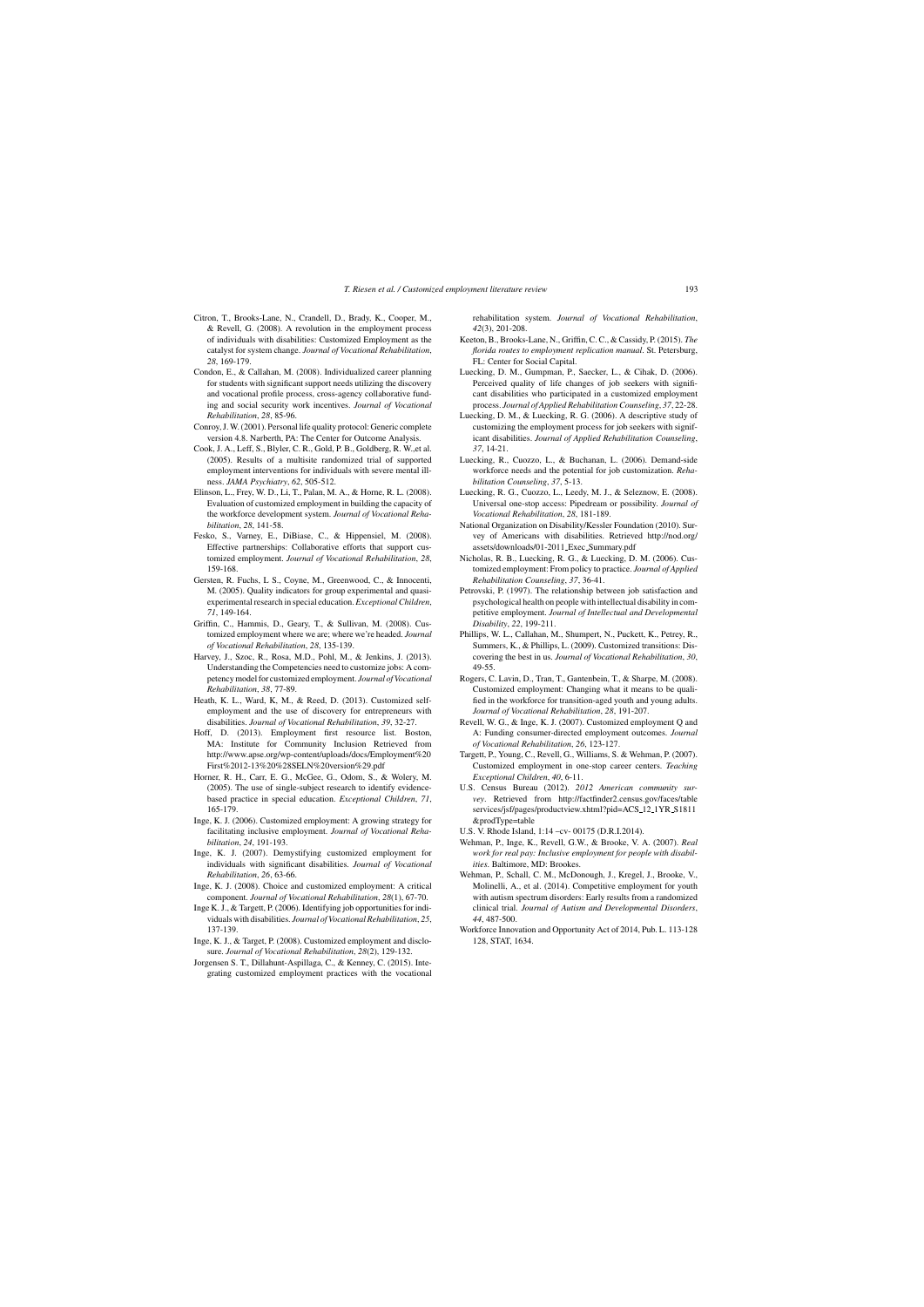Citron, T., Brooks-Lane, N., Crandell, D., Brady, K., Cooper, M., & Revell, G. (2008). A revolution in the employment process of individuals with disabilities: Customized Employment as the catalyst for system change. *Journal of Vocational Rehabilitation*, *28*, 169-179.

Condon, E., & Callahan, M. (2008). Individualized career planning for students with significant support needs utilizing the discovery and vocational profile process, cross-agency collaborative funding and social security work incentives. *Journal of Vocational Rehabilitation*, *28*, 85-96.

Conroy, J. W. (2001). Personal life quality protocol: Generic complete version 4.8. Narberth, PA: The Center for Outcome Analysis.

Cook, J. A., Leff, S., Blyler, C. R., Gold, P. B., Goldberg, R. W.,et al. (2005). Results of a multisite randomized trial of supported employment interventions for individuals with severe mental illness. *JAMA Psychiatry*, *62*, 505-512.

Elinson, L., Frey, W. D., Li, T., Palan, M. A., & Horne, R. L. (2008). Evaluation of customized employment in building the capacity of the workforce development system. *Journal of Vocational Rehabilitation*, *28*, 141-58.

Fesko, S., Varney, E., DiBiase, C., & Hippensiel, M. (2008). Effective partnerships: Collaborative efforts that support customized employment. *Journal of Vocational Rehabilitation*, *28*, 159-168.

Gersten, R. Fuchs, L S., Coyne, M., Greenwood, C., & Innocenti, M. (2005). Quality indicators for group experimental and quasi-experimental research in special education. *Exceptional Children*, *71*, 149-164.

Griffin, C., Hammis, D., Geary, T., & Sullivan, M. (2008). Customized employment where we are; where we're headed. *Journal of Vocational Rehabilitation*, *28*, 135-139.

Harvey, J., Szoc, R., Rosa, M.D., Pohl, M., & Jenkins, J. (2013). Understanding the Competencies need to customize jobs: A competency model for customized employment. *Journal of Vocational Rehabilitation*, *38*, 77-89.

Heath, K. L., Ward, K, M., & Reed, D. (2013). Customized self-employment and the use of discovery for entrepreneurs with disabilities. *Journal of Vocational Rehabilitation*, *39*, 32-27.

Hoff, D. (2013). Employment first resource list. Boston, MA: Institute for Community Inclusion Retrieved from http://www.apse.org/wp-content/uploads/docs/Employment%20First%2012-13%20%28SELN%20version%29.pdf

Horner, R. H., Carr, E. G., McGee, G., Odom, S., & Wolery, M. (2005). The use of single-subject research to identify evidence-based practice in special education. *Exceptional Children*, *71*, 165-179.

Inge, K. J. (2006). Customized employment: A growing strategy for facilitating inclusive employment. *Journal of Vocational Rehabilitation*, *24*, 191-193.

Inge, K. J. (2007). Demystifying customized employment for individuals with significant disabilities. *Journal of Vocational Rehabilitation*, *26*, 63-66.

Inge, K. J. (2008). Choice and customized employment: A critical component. *Journal of Vocational Rehabilitation*, *28*(1), 67-70.

Inge K. J., & Targett, P. (2006). Identifying job opportunities for individuals with disabilities. *Journal of Vocational Rehabilitation*, *25*, 137-139.

Inge, K. J., & Target, P. (2008). Customized employment and disclosure. *Journal of Vocational Rehabilitation*, *28*(2), 129-132.

Jorgensen S. T., Dillahunt-Aspillaga, C., & Kenney, C. (2015). Integrating customized employment practices with the vocational rehabilitation system. *Journal of Vocational Rehabilitation*, *42*(3), 201-208.

Keeton, B., Brooks-Lane, N., Griffin, C. C., & Cassidy, P. (2015). *The florida routes to employment replication manual*. St. Petersburg, FL: Center for Social Capital.

Luecking, D. M., Gumpman, P., Saecker, L., & Cihak, D. (2006). Perceived quality of life changes of job seekers with significant disabilities who participated in a customized employment process. *Journal of Applied Rehabilitation Counseling*, *37*, 22-28.

Luecking, D. M., & Luecking, R. G. (2006). A descriptive study of customizing the employment process for job seekers with significant disabilities. *Journal of Applied Rehabilitation Counseling*, *37*, 14-21.

Luecking, R., Cuozzo, L., & Buchanan, L. (2006). Demand-side workforce needs and the potential for job customization. *Rehabilitation Counseling*, *37*, 5-13.

Luecking, R. G., Cuozzo, L., Leedy, M. J., & Seleznow, E. (2008). Universal one-stop access: Pipedream or possibility. *Journal of Vocational Rehabilitation*, *28*, 181-189.

National Organization on Disability/Kessler Foundation (2010). Survey of Americans with disabilities. Retrieved http://nod.org/assets/downloads/01-2011_Exec_Summary.pdf

Nicholas, R. B., Luecking, R. G., & Luecking, D. M. (2006). Customized employment: From policy to practice. *Journal of Applied Rehabilitation Counseling*, *37*, 36-41.

Petrovski, P. (1997). The relationship between job satisfaction and psychological health on people with intellectual disability in competitive employment. *Journal of Intellectual and Developmental Disability*, *22*, 199-211.

Phillips, W. L., Callahan, M., Shumpert, N., Puckett, K., Petrey, R., Summers, K., & Phillips, L. (2009). Customized transitions: Discovering the best in us. *Journal of Vocational Rehabilitation*, *30*, 49-55.

Rogers, C. Lavin, D., Tran, T., Gantenbein, T., & Sharpe, M. (2008). Customized employment: Changing what it means to be qualified in the workforce for transition-aged youth and young adults. *Journal of Vocational Rehabilitation*, *28*, 191-207.

Revell, W. G., & Inge, K. J. (2007). Customized employment Q and A: Funding consumer-directed employment outcomes. *Journal of Vocational Rehabilitation*, *26*, 123-127.

Targett, P., Young, C., Revell, G., Williams, S. & Wehman, P. (2007). Customized employment in one-stop career centers. *Teaching Exceptional Children*, *40*, 6-11.

U.S. Census Bureau (2012). *2012 American community survey*. Retrieved from http://factfinder2.census.gov/faces/tableservices/jsf/pages/productview.xhtml?pid=ACS_12_1YR_S1811&prodType=table

U.S. V. Rhode Island, 1:14 –cv- 00175 (D.R.I.2014).

Wehman, P., Inge, K., Revell, G.W., & Brooke, V. A. (2007). *Real work for real pay: Inclusive employment for people with disabilities*. Baltimore, MD: Brookes.

Wehman, P., Schall, C. M., McDonough, J., Kregel, J., Brooke, V., Molinelli, A., et al. (2014). Competitive employment for youth with autism spectrum disorders: Early results from a randomized clinical trial. *Journal of Autism and Developmental Disorders*, *44*, 487-500.

Workforce Innovation and Opportunity Act of 2014, Pub. L. 113-128 128, STAT, 1634.